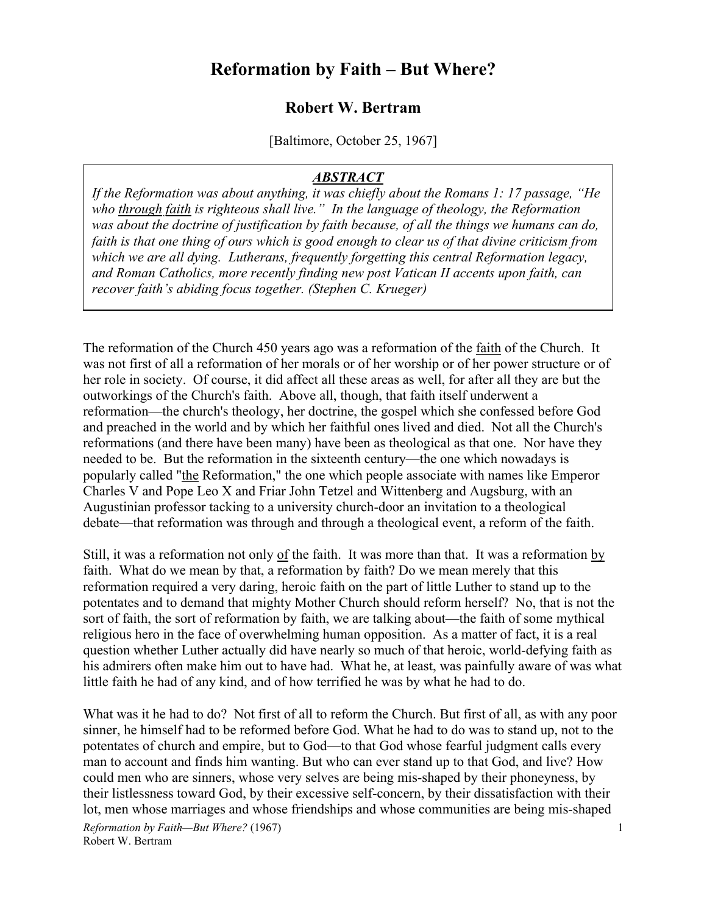# Reformation by Faith – But Where?

## Robert W. Bertram

[Baltimore, October 25, 1967]

> ***ABSTRACT***
>
> *If the Reformation was about anything, it was chiefly about the Romans 1: 17 passage, "He who <u>through</u> <u>faith</u> is righteous shall live." In the language of theology, the Reformation was about the doctrine of justification by faith because, of all the things we humans can do, faith is that one thing of ours which is good enough to clear us of that divine criticism from which we are all dying. Lutherans, frequently forgetting this central Reformation legacy, and Roman Catholics, more recently finding new post Vatican II accents upon faith, can recover faith's abiding focus together. (Stephen C. Krueger)*

The reformation of the Church 450 years ago was a reformation of the <u>faith</u> of the Church. It was not first of all a reformation of her morals or of her worship or of her power structure or of her role in society. Of course, it did affect all these areas as well, for after all they are but the outworkings of the Church's faith. Above all, though, that faith itself underwent a reformation—the church's theology, her doctrine, the gospel which she confessed before God and preached in the world and by which her faithful ones lived and died. Not all the Church's reformations (and there have been many) have been as theological as that one. Nor have they needed to be. But the reformation in the sixteenth century—the one which nowadays is popularly called "<u>the</u> Reformation," the one which people associate with names like Emperor Charles V and Pope Leo X and Friar John Tetzel and Wittenberg and Augsburg, with an Augustinian professor tacking to a university church-door an invitation to a theological debate—that reformation was through and through a theological event, a reform of the faith.

Still, it was a reformation not only <u>of</u> the faith. It was more than that. It was a reformation <u>by</u> faith. What do we mean by that, a reformation by faith? Do we mean merely that this reformation required a very daring, heroic faith on the part of little Luther to stand up to the potentates and to demand that mighty Mother Church should reform herself? No, that is not the sort of faith, the sort of reformation by faith, we are talking about—the faith of some mythical religious hero in the face of overwhelming human opposition. As a matter of fact, it is a real question whether Luther actually did have nearly so much of that heroic, world-defying faith as his admirers often make him out to have had. What he, at least, was painfully aware of was what little faith he had of any kind, and of how terrified he was by what he had to do.

What was it he had to do? Not first of all to reform the Church. But first of all, as with any poor sinner, he himself had to be reformed before God. What he had to do was to stand up, not to the potentates of church and empire, but to God—to that God whose fearful judgment calls every man to account and finds him wanting. But who can ever stand up to that God, and live? How could men who are sinners, whose very selves are being mis-shaped by their phoneyness, by their listlessness toward God, by their excessive self-concern, by their dissatisfaction with their lot, men whose marriages and whose friendships and whose communities are being mis-shaped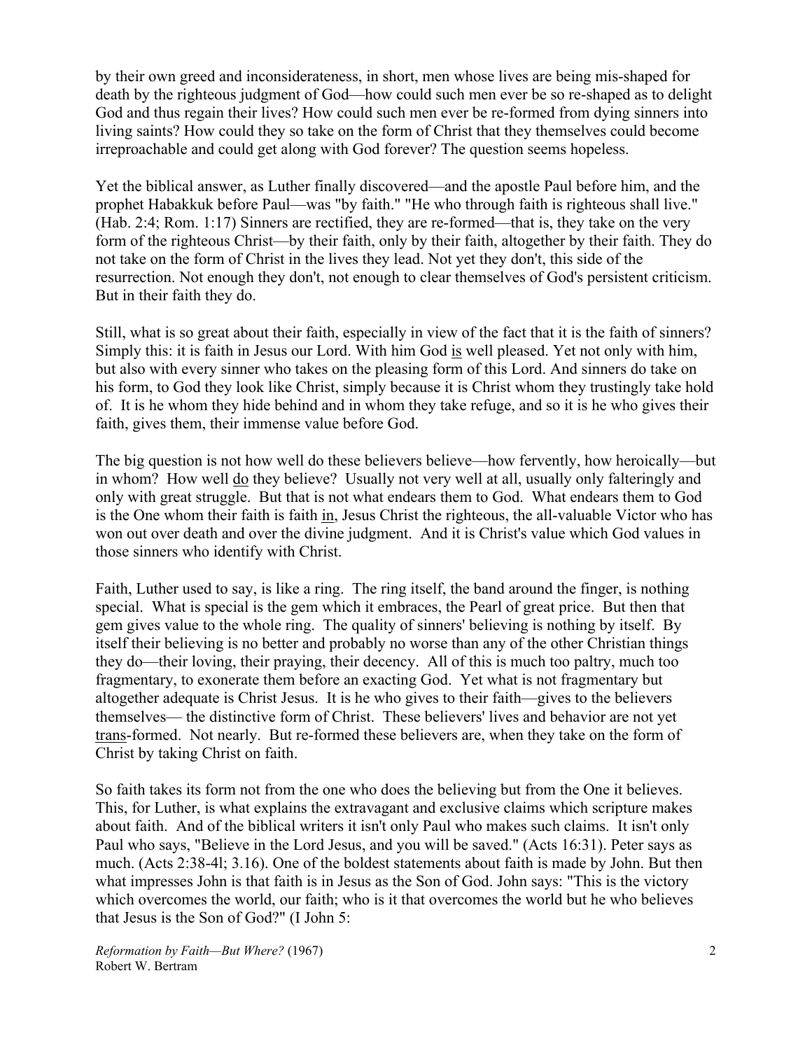by their own greed and inconsiderateness, in short, men whose lives are being mis-shaped for death by the righteous judgment of God—how could such men ever be so re-shaped as to delight God and thus regain their lives? How could such men ever be re-formed from dying sinners into living saints? How could they so take on the form of Christ that they themselves could become irreproachable and could get along with God forever? The question seems hopeless.

Yet the biblical answer, as Luther finally discovered—and the apostle Paul before him, and the prophet Habakkuk before Paul—was "by faith." "He who through faith is righteous shall live." (Hab. 2:4; Rom. 1:17) Sinners are rectified, they are re-formed—that is, they take on the very form of the righteous Christ—by their faith, only by their faith, altogether by their faith. They do not take on the form of Christ in the lives they lead. Not yet they don't, this side of the resurrection. Not enough they don't, not enough to clear themselves of God's persistent criticism. But in their faith they do.

Still, what is so great about their faith, especially in view of the fact that it is the faith of sinners? Simply this: it is faith in Jesus our Lord. With him God <u>is</u> well pleased. Yet not only with him, but also with every sinner who takes on the pleasing form of this Lord. And sinners do take on his form, to God they look like Christ, simply because it is Christ whom they trustingly take hold of. It is he whom they hide behind and in whom they take refuge, and so it is he who gives their faith, gives them, their immense value before God.

The big question is not how well do these believers believe—how fervently, how heroically—but in whom? How well <u>do</u> they believe? Usually not very well at all, usually only falteringly and only with great struggle. But that is not what endears them to God. What endears them to God is the One whom their faith is faith <u>in</u>, Jesus Christ the righteous, the all-valuable Victor who has won out over death and over the divine judgment. And it is Christ's value which God values in those sinners who identify with Christ.

Faith, Luther used to say, is like a ring. The ring itself, the band around the finger, is nothing special. What is special is the gem which it embraces, the Pearl of great price. But then that gem gives value to the whole ring. The quality of sinners' believing is nothing by itself. By itself their believing is no better and probably no worse than any of the other Christian things they do—their loving, their praying, their decency. All of this is much too paltry, much too fragmentary, to exonerate them before an exacting God. Yet what is not fragmentary but altogether adequate is Christ Jesus. It is he who gives to their faith—gives to the believers themselves— the distinctive form of Christ. These believers' lives and behavior are not yet <u>trans</u>-formed. Not nearly. But re-formed these believers are, when they take on the form of Christ by taking Christ on faith.

So faith takes its form not from the one who does the believing but from the One it believes. This, for Luther, is what explains the extravagant and exclusive claims which scripture makes about faith. And of the biblical writers it isn't only Paul who makes such claims. It isn't only Paul who says, "Believe in the Lord Jesus, and you will be saved." (Acts 16:31). Peter says as much. (Acts 2:38-4l; 3.16). One of the boldest statements about faith is made by John. But then what impresses John is that faith is in Jesus as the Son of God. John says: "This is the victory which overcomes the world, our faith; who is it that overcomes the world but he who believes that Jesus is the Son of God?" (I John 5: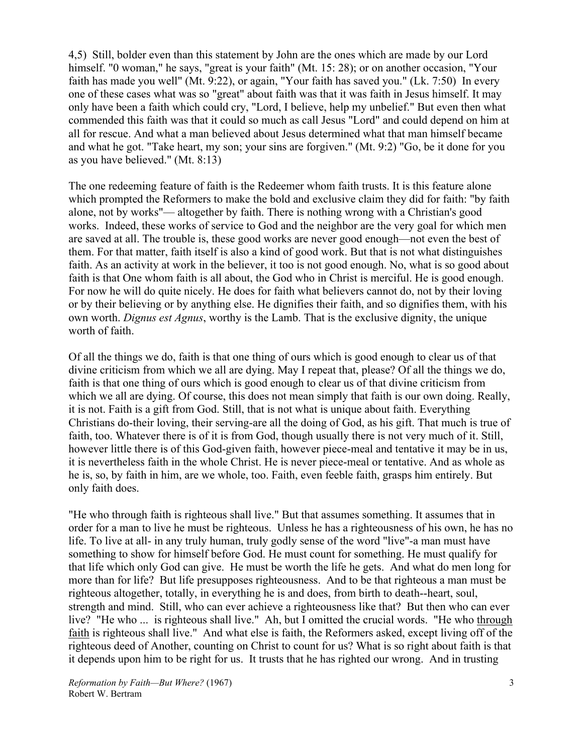4,5) Still, bolder even than this statement by John are the ones which are made by our Lord himself. "0 woman," he says, "great is your faith" (Mt. 15: 28); or on another occasion, "Your faith has made you well" (Mt. 9:22), or again, "Your faith has saved you." (Lk. 7:50) In every one of these cases what was so "great" about faith was that it was faith in Jesus himself. It may only have been a faith which could cry, "Lord, I believe, help my unbelief." But even then what commended this faith was that it could so much as call Jesus "Lord" and could depend on him at all for rescue. And what a man believed about Jesus determined what that man himself became and what he got. "Take heart, my son; your sins are forgiven." (Mt. 9:2) "Go, be it done for you as you have believed." (Mt. 8:13)

The one redeeming feature of faith is the Redeemer whom faith trusts. It is this feature alone which prompted the Reformers to make the bold and exclusive claim they did for faith: "by faith alone, not by works"— altogether by faith. There is nothing wrong with a Christian's good works. Indeed, these works of service to God and the neighbor are the very goal for which men are saved at all. The trouble is, these good works are never good enough—not even the best of them. For that matter, faith itself is also a kind of good work. But that is not what distinguishes faith. As an activity at work in the believer, it too is not good enough. No, what is so good about faith is that One whom faith is all about, the God who in Christ is merciful. He is good enough. For now he will do quite nicely. He does for faith what believers cannot do, not by their loving or by their believing or by anything else. He dignifies their faith, and so dignifies them, with his own worth. *Dignus est Agnus*, worthy is the Lamb. That is the exclusive dignity, the unique worth of faith.

Of all the things we do, faith is that one thing of ours which is good enough to clear us of that divine criticism from which we all are dying. May I repeat that, please? Of all the things we do, faith is that one thing of ours which is good enough to clear us of that divine criticism from which we all are dying. Of course, this does not mean simply that faith is our own doing. Really, it is not. Faith is a gift from God. Still, that is not what is unique about faith. Everything Christians do-their loving, their serving-are all the doing of God, as his gift. That much is true of faith, too. Whatever there is of it is from God, though usually there is not very much of it. Still, however little there is of this God-given faith, however piece-meal and tentative it may be in us, it is nevertheless faith in the whole Christ. He is never piece-meal or tentative. And as whole as he is, so, by faith in him, are we whole, too. Faith, even feeble faith, grasps him entirely. But only faith does.

"He who through faith is righteous shall live." But that assumes something. It assumes that in order for a man to live he must be righteous. Unless he has a righteousness of his own, he has no life. To live at all- in any truly human, truly godly sense of the word "live"-a man must have something to show for himself before God. He must count for something. He must qualify for that life which only God can give. He must be worth the life he gets. And what do men long for more than for life? But life presupposes righteousness. And to be that righteous a man must be righteous altogether, totally, in everything he is and does, from birth to death--heart, soul, strength and mind. Still, who can ever achieve a righteousness like that? But then who can ever live? "He who ... is righteous shall live." Ah, but I omitted the crucial words. "He who <u>through faith</u> is righteous shall live." And what else is faith, the Reformers asked, except living off of the righteous deed of Another, counting on Christ to count for us? What is so right about faith is that it depends upon him to be right for us. It trusts that he has righted our wrong. And in trusting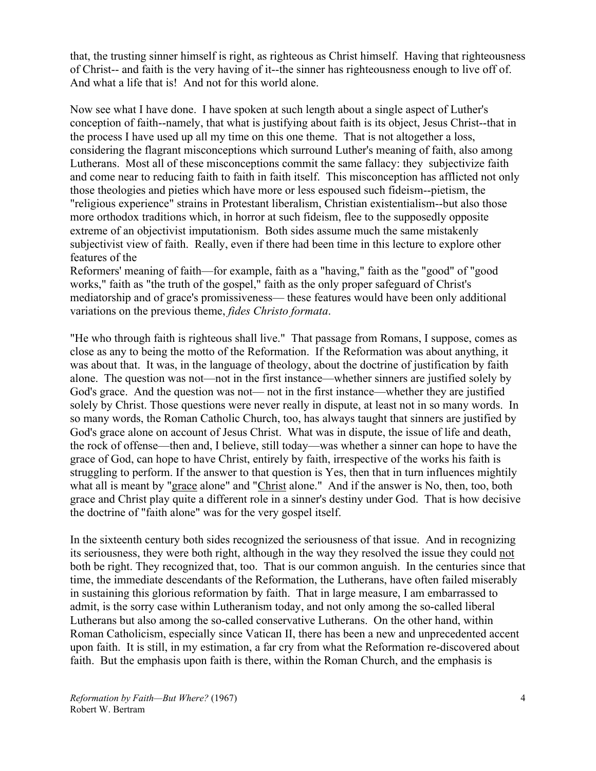that, the trusting sinner himself is right, as righteous as Christ himself. Having that righteousness of Christ-- and faith is the very having of it--the sinner has righteousness enough to live off of. And what a life that is! And not for this world alone.

Now see what I have done. I have spoken at such length about a single aspect of Luther's conception of faith--namely, that what is justifying about faith is its object, Jesus Christ--that in the process I have used up all my time on this one theme. That is not altogether a loss, considering the flagrant misconceptions which surround Luther's meaning of faith, also among Lutherans. Most all of these misconceptions commit the same fallacy: they subjectivize faith and come near to reducing faith to faith in faith itself. This misconception has afflicted not only those theologies and pieties which have more or less espoused such fideism--pietism, the "religious experience" strains in Protestant liberalism, Christian existentialism--but also those more orthodox traditions which, in horror at such fideism, flee to the supposedly opposite extreme of an objectivist imputationism. Both sides assume much the same mistakenly subjectivist view of faith. Really, even if there had been time in this lecture to explore other features of the Reformers' meaning of faith—for example, faith as a "having," faith as the "good" of "good works," faith as "the truth of the gospel," faith as the only proper safeguard of Christ's mediatorship and of grace's promissiveness— these features would have been only additional variations on the previous theme, *fides Christo formata*.

"He who through faith is righteous shall live." That passage from Romans, I suppose, comes as close as any to being the motto of the Reformation. If the Reformation was about anything, it was about that. It was, in the language of theology, about the doctrine of justification by faith alone. The question was not—not in the first instance—whether sinners are justified solely by God's grace. And the question was not— not in the first instance—whether they are justified solely by Christ. Those questions were never really in dispute, at least not in so many words. In so many words, the Roman Catholic Church, too, has always taught that sinners are justified by God's grace alone on account of Jesus Christ. What was in dispute, the issue of life and death, the rock of offense—then and, I believe, still today—was whether a sinner can hope to have the grace of God, can hope to have Christ, entirely by faith, irrespective of the works his faith is struggling to perform. If the answer to that question is Yes, then that in turn influences mightily what all is meant by "<u>grace</u> alone" and "<u>Christ</u> alone." And if the answer is No, then, too, both grace and Christ play quite a different role in a sinner's destiny under God. That is how decisive the doctrine of "faith alone" was for the very gospel itself.

In the sixteenth century both sides recognized the seriousness of that issue. And in recognizing its seriousness, they were both right, although in the way they resolved the issue they could <u>not</u> both be right. They recognized that, too. That is our common anguish. In the centuries since that time, the immediate descendants of the Reformation, the Lutherans, have often failed miserably in sustaining this glorious reformation by faith. That in large measure, I am embarrassed to admit, is the sorry case within Lutheranism today, and not only among the so-called liberal Lutherans but also among the so-called conservative Lutherans. On the other hand, within Roman Catholicism, especially since Vatican II, there has been a new and unprecedented accent upon faith. It is still, in my estimation, a far cry from what the Reformation re-discovered about faith. But the emphasis upon faith is there, within the Roman Church, and the emphasis is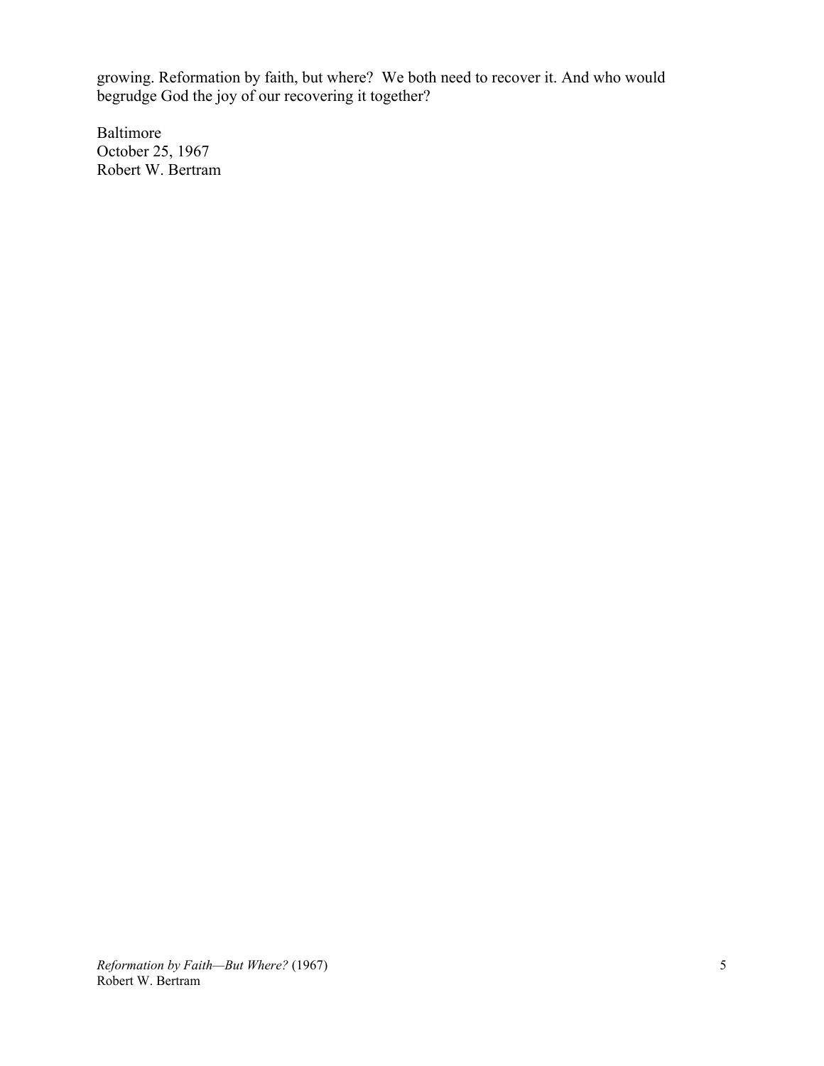growing. Reformation by faith, but where? We both need to recover it. And who would begrudge God the joy of our recovering it together?

Baltimore
October 25, 1967
Robert W. Bertram